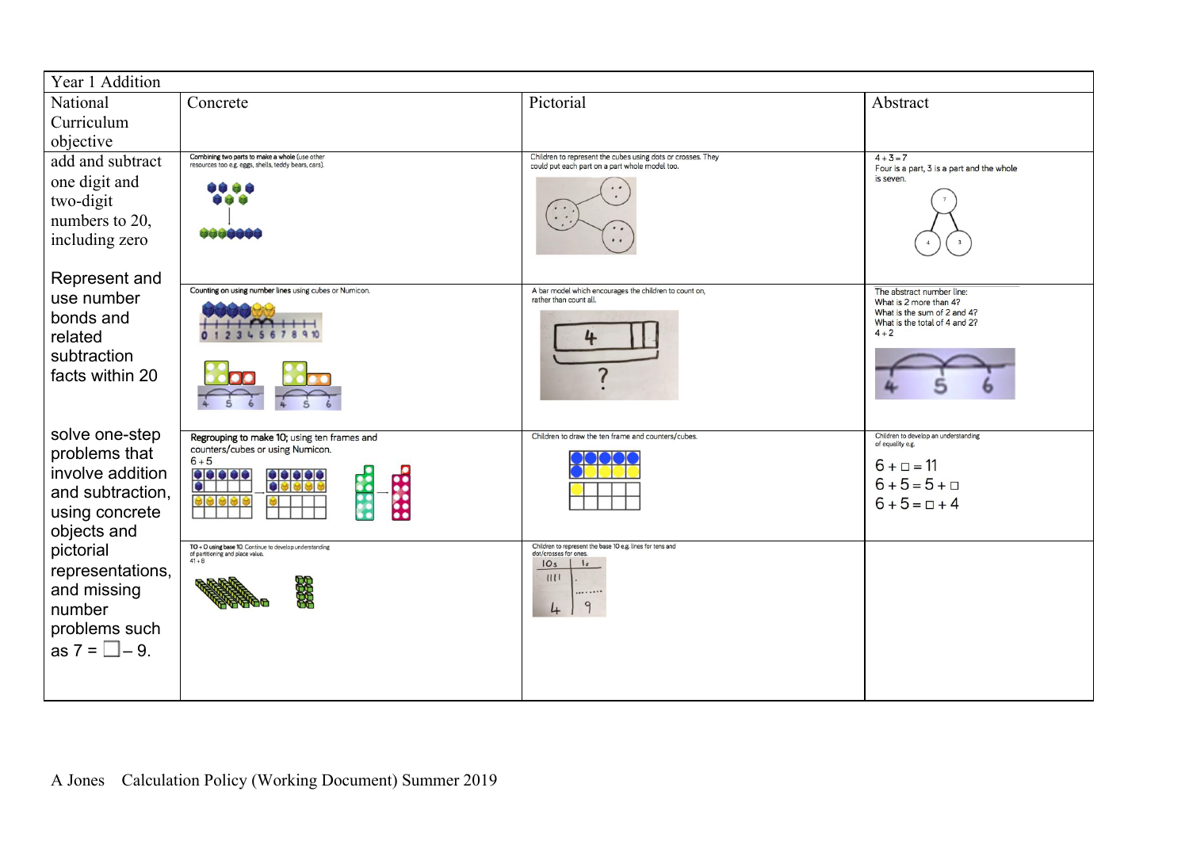| Year 1 Addition | | | |
|---|---|---|---|
| National Curriculum objective | Concrete | Pictorial | Abstract |
| add and subtract one digit and two-digit numbers to 20, including zero | Combining two parts to make a whole (use other resources too e.g. eggs, shells, teddy bears, cars). | Children to represent the cubes using dots or crosses. They could put each part on a part whole model too. | $4 + 3 = 7$ Four is a part, 3 is a part and the whole is seven. |
| Represent and use number bonds and related subtraction facts within 20 | Counting on using number lines using cubes or Numicon. | A bar model which encourages the children to count on, rather than count all. | The abstract number line: What is 2 more than 4? What is the sum of 2 and 4? What is the total of 4 and 2? $4 + 2$ |
| solve one-step problems that involve addition and subtraction, using concrete objects and pictorial representations, and missing number problems such as 7 = □ – 9. | Regrouping to make 10; using ten frames and counters/cubes or using Numicon. $6 + 5$ | Children to draw the ten frame and counters/cubes. | Children to develop an understanding of equality e.g. $6 + \square = 11$ $6 + 5 = 5 + \square$ $6 + 5 = \square + 4$ |
| | TO + O using base 10. Continue to develop understanding of partitioning and place value. $41 + 8$ | Children to represent the base 10 e.g. lines for tens and dot/crosses for ones. | |

A Jones Calculation Policy (Working Document) Summer 2019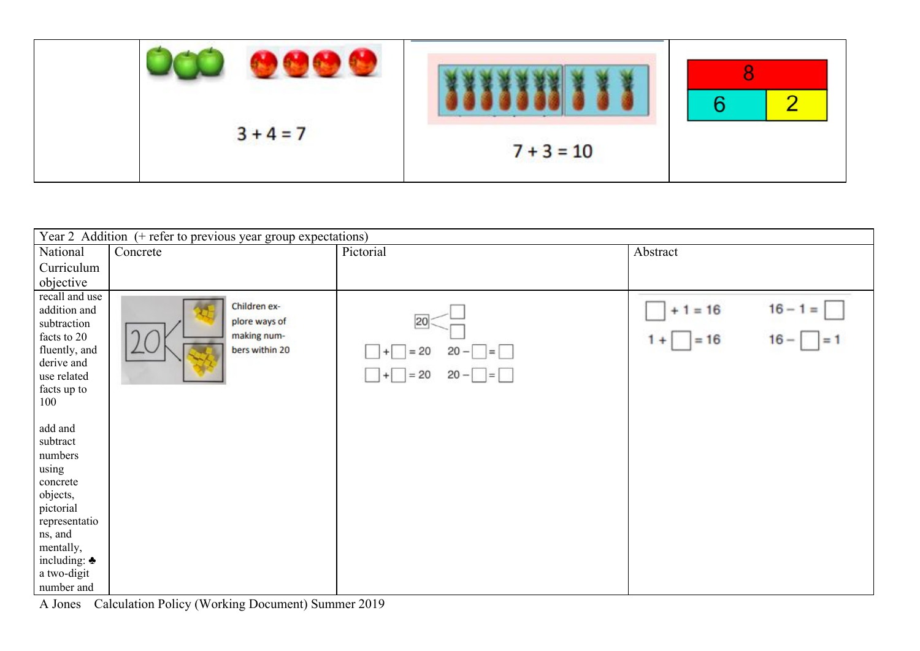| | | | |
|---|---|---|---|
| | $3 + 4 = 7$ | $7 + 3 = 10$ | 8<br>6 2 |

| Year 2 Addition (+ refer to previous year group expectations) | | | |
|---|---|---|---|
| National Curriculum objective | Concrete | Pictorial | Abstract |
| recall and use addition and subtraction facts to 20 fluently, and derive and use related facts up to 100<br><br>add and subtract numbers using concrete objects, pictorial representations, and mentally, including: ♣ a two-digit number and | 20<br>Children explore ways of making numbers within 20 | 20 → □ □<br>□ + □ = 20   20 − □ = □<br>□ + □ = 20   20 − □ = □ | □ + 1 = 16   16 − 1 = □<br>1 + □ = 16   16 − □ = 1 |

A Jones Calculation Policy (Working Document) Summer 2019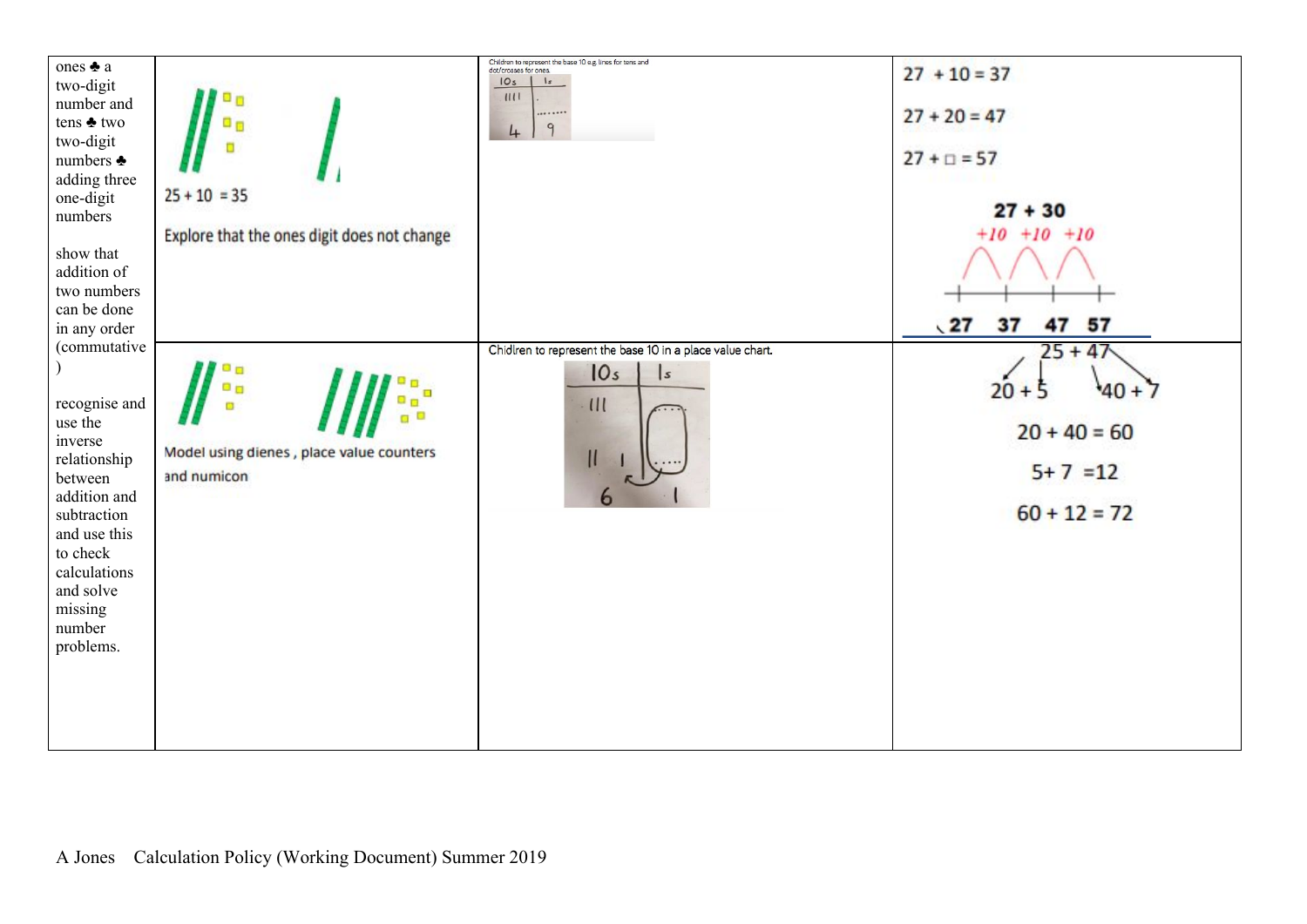| | | | |
|---|---|---|---|
| ones ♣ a two-digit number and tens ♣ two two-digit numbers ♣ adding three one-digit numbers<br><br>show that addition of two numbers can be done in any order (commutative)<br><br>recognise and use the inverse relationship between addition and subtraction and use this to check calculations and solve missing number problems. | 25 + 10 = 35<br><br>Explore that the ones digit does not change | Children to represent the base 10 e.g. lines for tens and dot/crosses for ones.<br><br>10s \| 1s<br>\|\|\|\| \| .........<br>4 \| 9 | 27 + 10 = 37<br><br>27 + 20 = 47<br><br>27 + □ = 57<br><br>**27 + 30**<br>+10 +10 +10<br>27 37 47 57 |
| | Model using dienes , place value counters and numicon | Chidlren to represent the base 10 in a place value chart.<br><br>10s \| 1s<br>\|\|\| \| .....<br>\|\| \| \| .....<br>6 \| 1 | 25 + 47<br>20 + 5 40 + 7<br><br>20 + 40 = 60<br><br>5+ 7 =12<br><br>60 + 12 = 72 |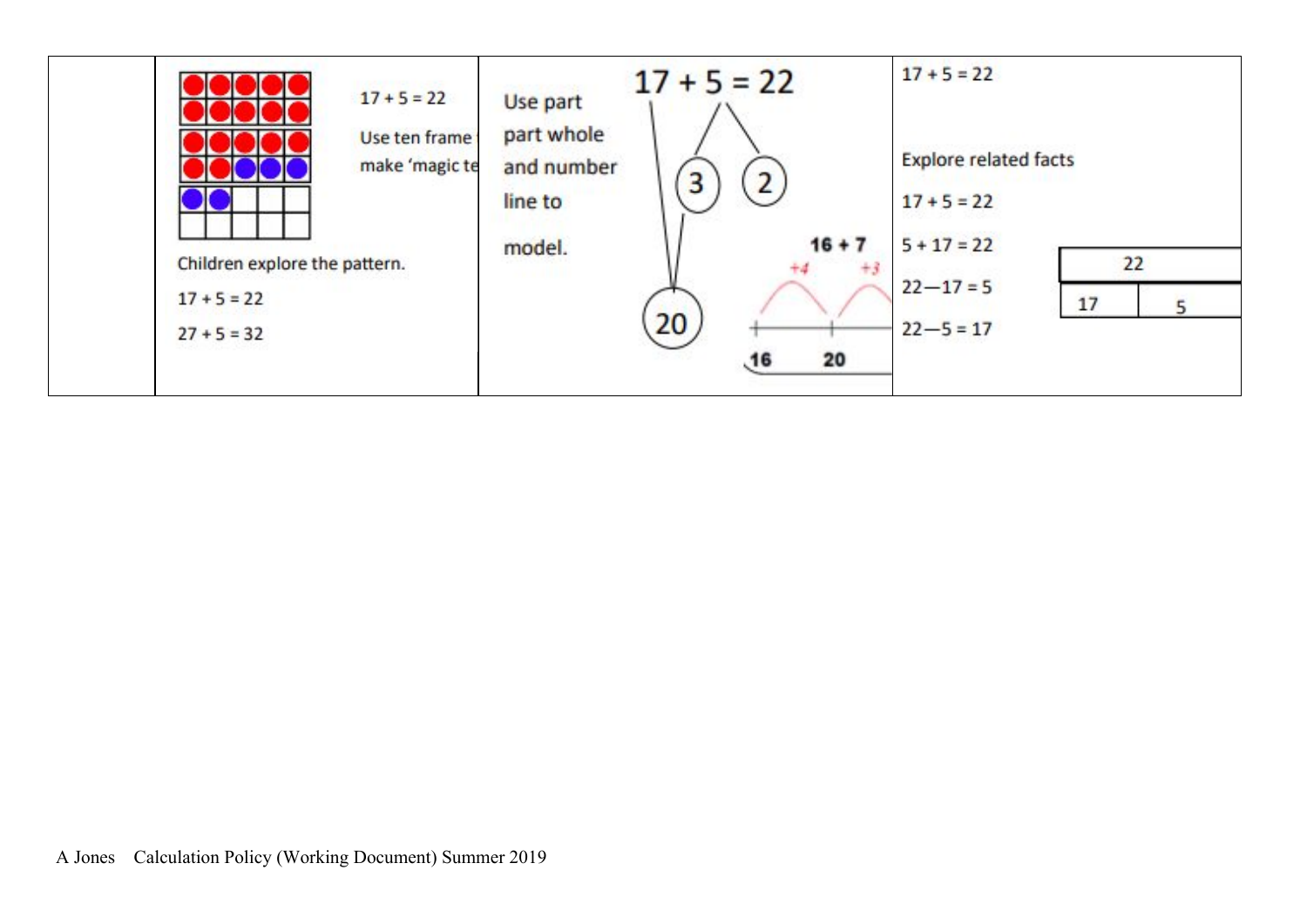| | | | |
|---|---|---|---|
| | 17 + 5 = 22<br><br>Use ten frame t make 'magic te<br><br>Children explore the pattern.<br><br>17 + 5 = 22<br><br>27 + 5 = 32 | Use part part whole and number line to model.<br><br>17 + 5 = 22<br><br>20 3 2<br><br>16 + 7<br><br>+4 +3<br><br>16 20 | 17 + 5 = 22<br><br>Explore related facts<br><br>17 + 5 = 22<br><br>5 + 17 = 22<br><br>22—17 = 5<br><br>22—5 = 17<br><br>22<br><br>17 5 |

A Jones Calculation Policy (Working Document) Summer 2019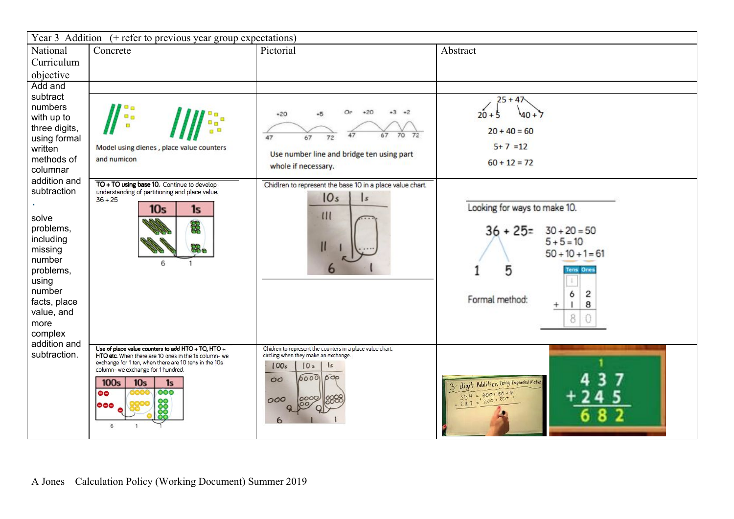| Year 3 Addition (+ refer to previous year group expectations) | | | |
|---|---|---|---|
| National Curriculum objective | Concrete | Pictorial | Abstract |
| Add and subtract numbers with up to three digits, using formal written methods of columnar addition and subtraction . solve problems, including missing number problems, using number facts, place value, and more complex addition and subtraction. | | | |
| | Model using dienes , place value counters and numicon | +20 +5 47 67 72 Or +20 +3 +2 47 67 70 72 Use number line and bridge ten using part whole if necessary. | 25 + 47 20 + 5 40 + 7 20 + 40 = 60 5+ 7 =12 60 + 12 = 72 |
| | **TO + TO using base 10.** Continue to develop understanding of partitioning and place value. 36 + 25 10s 1s 6 1 | Chidlren to represent the base 10 in a place value chart. 10s 1s 6 1 | Looking for ways to make 10. 36 + 25= 30 + 20 = 50 5 + 5 = 10 50 + 10 + 1 = 61 1 5 Formal method: Tens Ones 1 6 2 + 1 8 8 0 |
| | **Use of place value counters to add HTO + TO, HTO + HTO etc.** When there are 10 ones in the 1s column- we exchange for 1 ten, when there are 10 tens in the 10s column- we exchange for 1 hundred. 100s 10s 1s 6 1 1 | Chidren to represent the counters in a place value chart, circling when they make an exchange. 100s 10s 1s 6 1 1 | 3- digit Addition Using Expanded Method 354 = 300 + 50 + 4 + 287 = 200 + 80 + 7 ; 1 437 + 245 682 |

A Jones Calculation Policy (Working Document) Summer 2019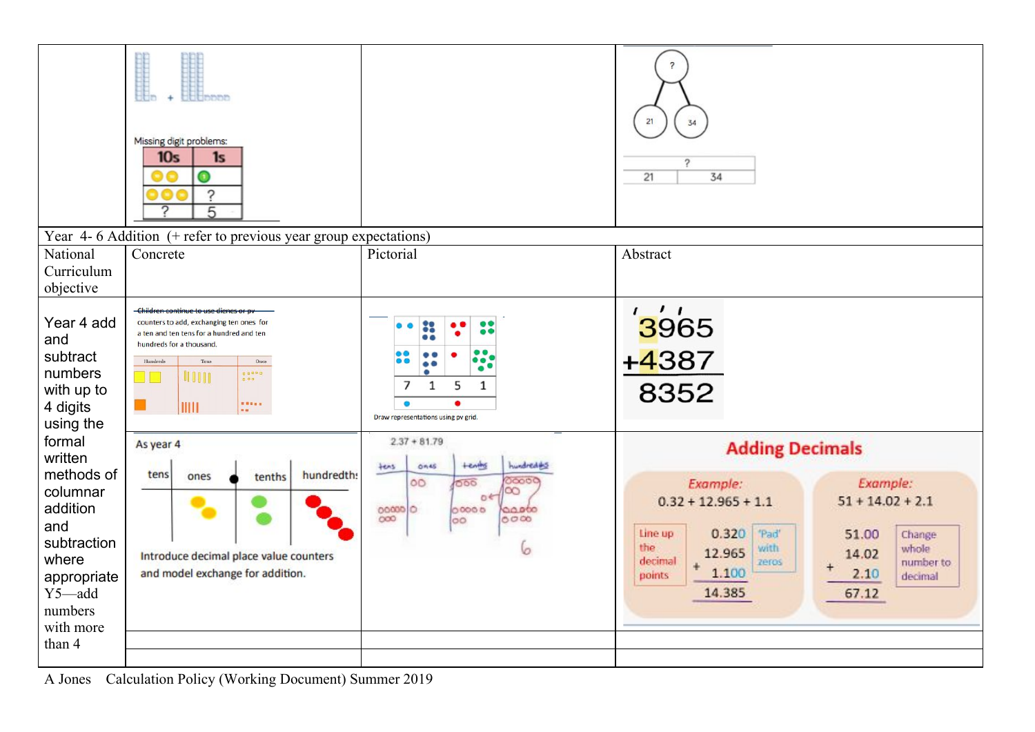| | | | |
|---|---|---|---|
| | Missing digit problems: 10s / 1s; ? / 5 | | ? 21 34; ? 21 34 |
| Year 4- 6 Addition (+ refer to previous year group expectations) | | | |
| National Curriculum objective | Concrete | Pictorial | Abstract |
| Year 4 add and subtract numbers with up to 4 digits using the formal written methods of columnar addition and subtraction where appropriate Y5—add numbers with more than 4 | Children continue to use dienes or pv counters to add, exchanging ten ones for a ten and ten tens for a hundred and ten hundreds for a thousand. Hundreds Tens Ones | 7 1 5 1 Draw representations using pv grid. | 3965 + 4387 = 8352 |
| | As year 4 tens ones tenths hundredths Introduce decimal place value counters and model exchange for addition. | 2.37 + 81.79 tens ones tenths hundredths 6 | **Adding Decimals** Example: 0.32 + 12.965 + 1.1 — Line up the decimal points: 0.320 + 12.965 + 1.100 = 14.385 — 'Pad' with zeros. Example: 51 + 14.02 + 2.1 — 51.00 + 14.02 + 2.10 = 67.12 — Change whole number to decimal |
| | | | |

A Jones Calculation Policy (Working Document) Summer 2019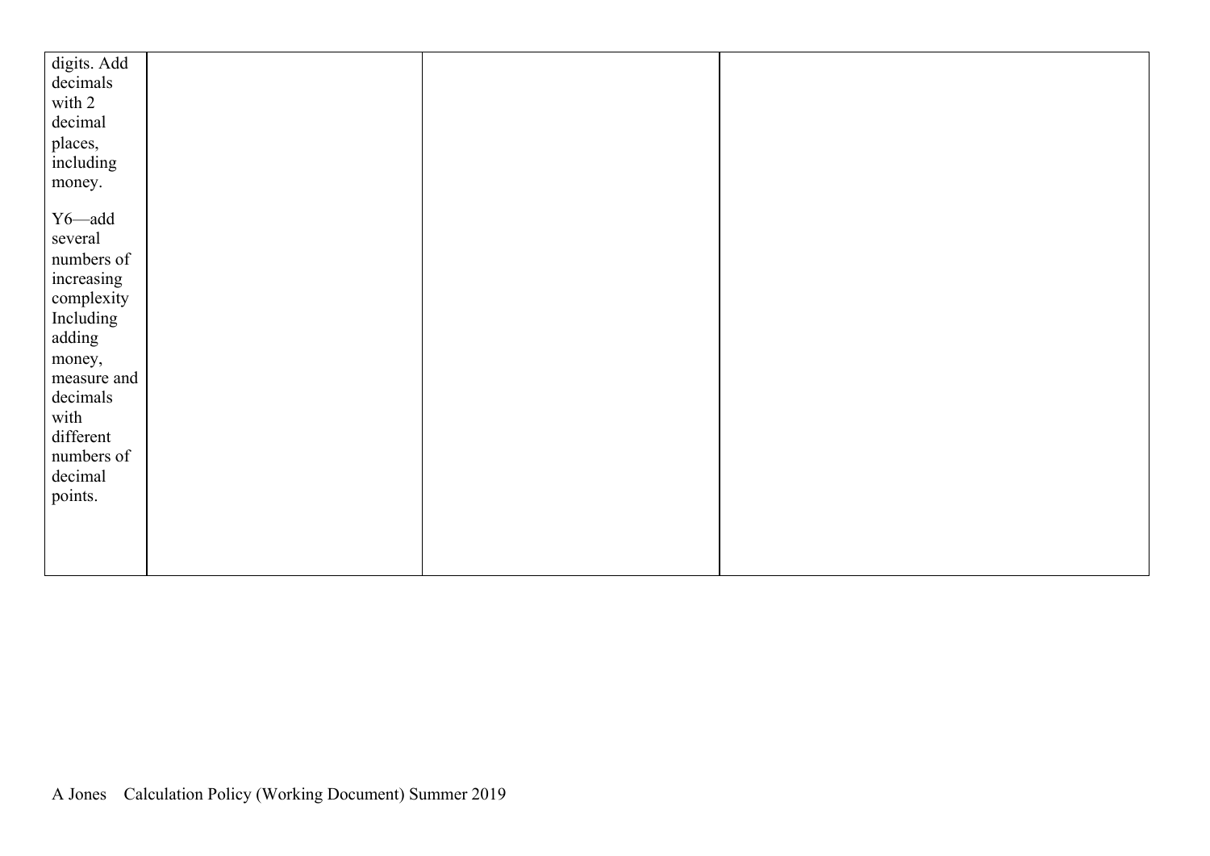| | | | |
|---|---|---|---|
| digits. Add decimals with 2 decimal places, including money.<br><br>Y6—add several numbers of increasing complexity Including adding money, measure and decimals with different numbers of decimal points. | | | |